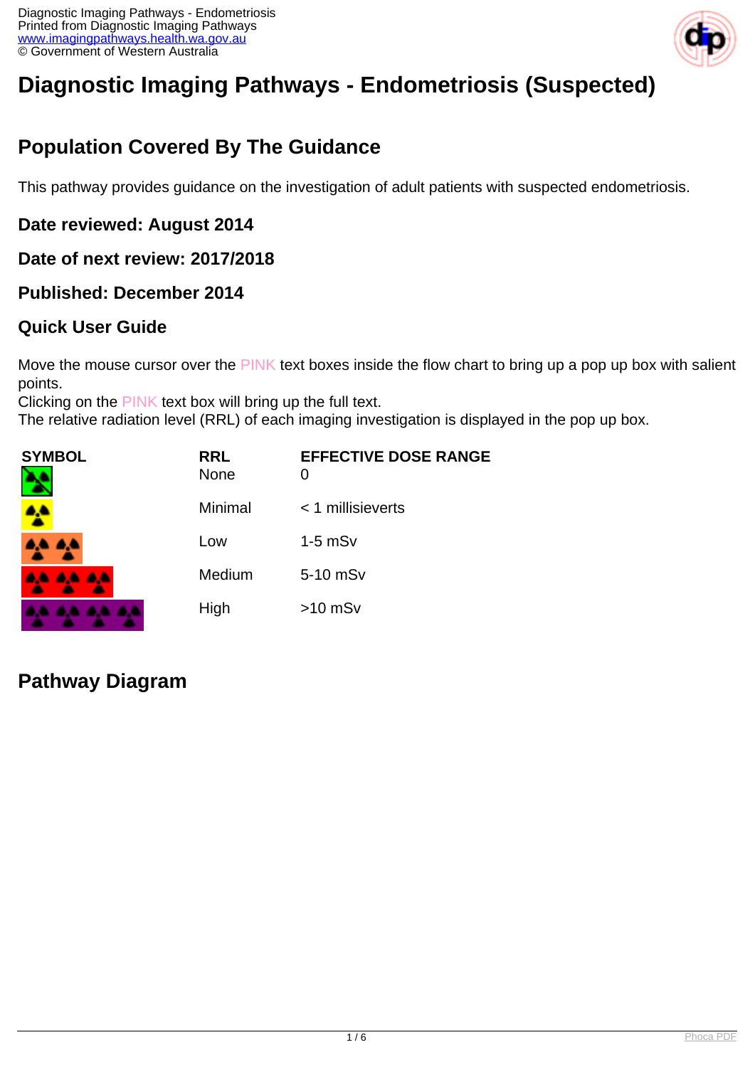# Diagnostic Imaging Pathways - Endometriosis (Suspected)

## Population Covered By The Guidance

This pathway provides guidance on the investigation of adult patients with suspected endometriosis.

### Date reviewed: August 2014

### Date of next review: 2017/2018

### Published: December 2014

### Quick User Guide

Move the mouse cursor over the PINK text boxes inside the flow chart to bring up a pop up box with salient points.
Clicking on the PINK text box will bring up the full text.
The relative radiation level (RRL) of each imaging investigation is displayed in the pop up box.

| SYMBOL | RRL | EFFECTIVE DOSE RANGE |
|---|---|---|
| | None | 0 |
| | Minimal | < 1 millisieverts |
| | Low | 1-5 mSv |
| | Medium | 5-10 mSv |
| | High | >10 mSv |

## Pathway Diagram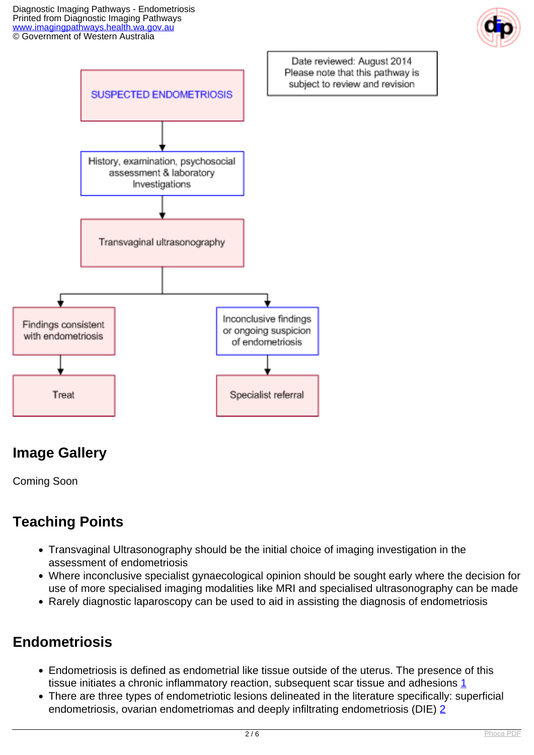Date reviewed: August 2014
Please note that this pathway is subject to review and revision

SUSPECTED ENDOMETRIOSIS

History, examination, psychosocial assessment & laboratory Investigations

Transvaginal ultrasonography

Findings consistent with endometriosis → Treat

Inconclusive findings or ongoing suspicion of endometriosis → Specialist referral

## Image Gallery

Coming Soon

## Teaching Points

- Transvaginal Ultrasonography should be the initial choice of imaging investigation in the assessment of endometriosis
- Where inconclusive specialist gynaecological opinion should be sought early where the decision for use of more specialised imaging modalities like MRI and specialised ultrasonography can be made
- Rarely diagnostic laparoscopy can be used to aid in assisting the diagnosis of endometriosis

## Endometriosis

- Endometriosis is defined as endometrial like tissue outside of the uterus. The presence of this tissue initiates a chronic inflammatory reaction, subsequent scar tissue and adhesions [1]
- There are three types of endometriotic lesions delineated in the literature specifically: superficial endometriosis, ovarian endometriomas and deeply infiltrating endometriosis (DIE) [2]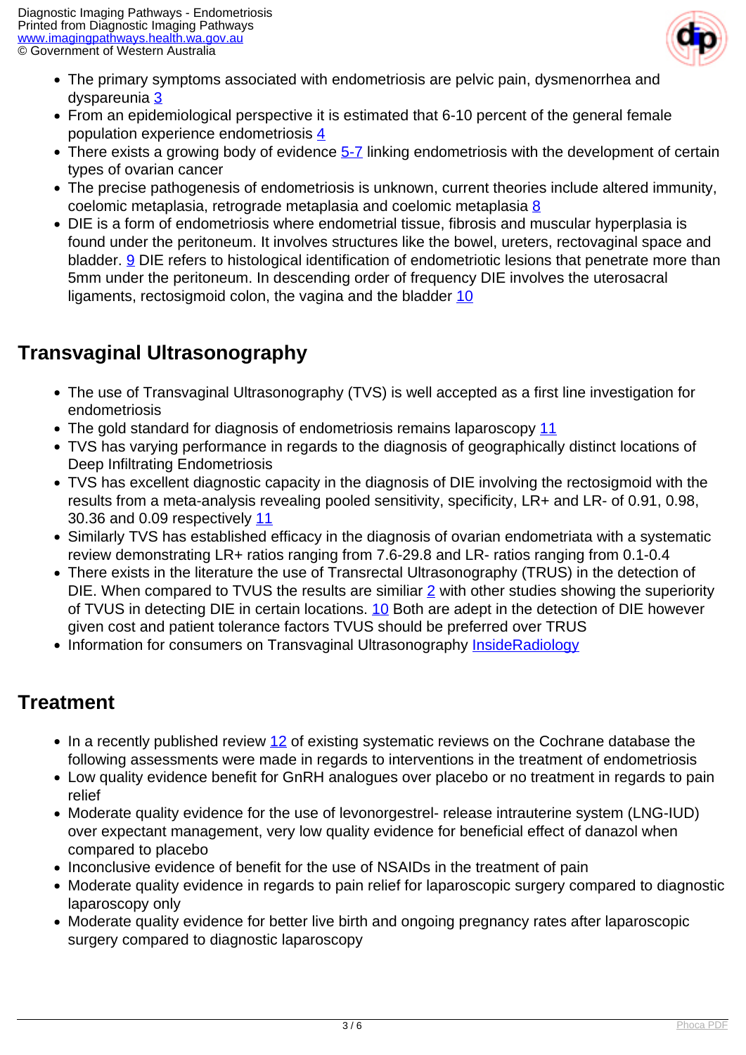- The primary symptoms associated with endometriosis are pelvic pain, dysmenorrhea and dyspareunia 3
- From an epidemiological perspective it is estimated that 6-10 percent of the general female population experience endometriosis 4
- There exists a growing body of evidence 5-7 linking endometriosis with the development of certain types of ovarian cancer
- The precise pathogenesis of endometriosis is unknown, current theories include altered immunity, coelomic metaplasia, retrograde metaplasia and coelomic metaplasia 8
- DIE is a form of endometriosis where endometrial tissue, fibrosis and muscular hyperplasia is found under the peritoneum. It involves structures like the bowel, ureters, rectovaginal space and bladder. 9 DIE refers to histological identification of endometriotic lesions that penetrate more than 5mm under the peritoneum. In descending order of frequency DIE involves the uterosacral ligaments, rectosigmoid colon, the vagina and the bladder 10

## Transvaginal Ultrasonography

- The use of Transvaginal Ultrasonography (TVS) is well accepted as a first line investigation for endometriosis
- The gold standard for diagnosis of endometriosis remains laparoscopy 11
- TVS has varying performance in regards to the diagnosis of geographically distinct locations of Deep Infiltrating Endometriosis
- TVS has excellent diagnostic capacity in the diagnosis of DIE involving the rectosigmoid with the results from a meta-analysis revealing pooled sensitivity, specificity, LR+ and LR- of 0.91, 0.98, 30.36 and 0.09 respectively 11
- Similarly TVS has established efficacy in the diagnosis of ovarian endometriata with a systematic review demonstrating LR+ ratios ranging from 7.6-29.8 and LR- ratios ranging from 0.1-0.4
- There exists in the literature the use of Transrectal Ultrasonography (TRUS) in the detection of DIE. When compared to TVUS the results are similiar 2 with other studies showing the superiority of TVUS in detecting DIE in certain locations. 10 Both are adept in the detection of DIE however given cost and patient tolerance factors TVUS should be preferred over TRUS
- Information for consumers on Transvaginal Ultrasonography InsideRadiology

## Treatment

- In a recently published review 12 of existing systematic reviews on the Cochrane database the following assessments were made in regards to interventions in the treatment of endometriosis
- Low quality evidence benefit for GnRH analogues over placebo or no treatment in regards to pain relief
- Moderate quality evidence for the use of levonorgestrel- release intrauterine system (LNG-IUD) over expectant management, very low quality evidence for beneficial effect of danazol when compared to placebo
- Inconclusive evidence of benefit for the use of NSAIDs in the treatment of pain
- Moderate quality evidence in regards to pain relief for laparoscopic surgery compared to diagnostic laparoscopy only
- Moderate quality evidence for better live birth and ongoing pregnancy rates after laparoscopic surgery compared to diagnostic laparoscopy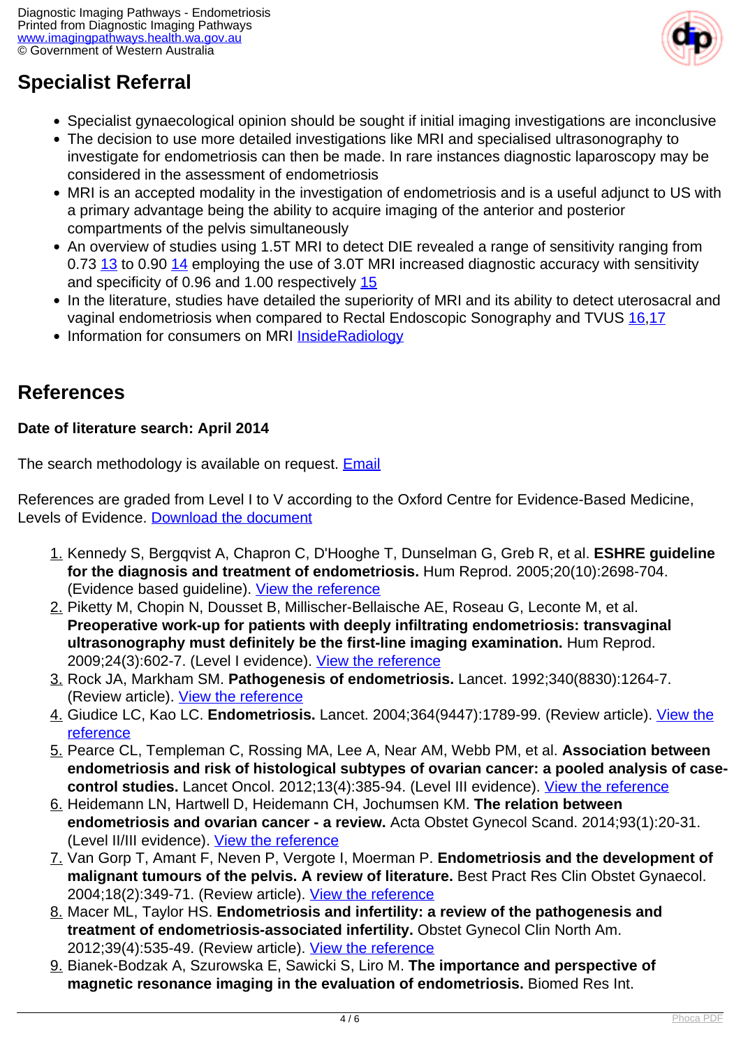## Specialist Referral

- Specialist gynaecological opinion should be sought if initial imaging investigations are inconclusive
- The decision to use more detailed investigations like MRI and specialised ultrasonography to investigate for endometriosis can then be made. In rare instances diagnostic laparoscopy may be considered in the assessment of endometriosis
- MRI is an accepted modality in the investigation of endometriosis and is a useful adjunct to US with a primary advantage being the ability to acquire imaging of the anterior and posterior compartments of the pelvis simultaneously
- An overview of studies using 1.5T MRI to detect DIE revealed a range of sensitivity ranging from 0.73 13 to 0.90 14 employing the use of 3.0T MRI increased diagnostic accuracy with sensitivity and specificity of 0.96 and 1.00 respectively 15
- In the literature, studies have detailed the superiority of MRI and its ability to detect uterosacral and vaginal endometriosis when compared to Rectal Endoscopic Sonography and TVUS 16,17
- Information for consumers on MRI InsideRadiology

## References

**Date of literature search: April 2014**

The search methodology is available on request. Email

References are graded from Level I to V according to the Oxford Centre for Evidence-Based Medicine, Levels of Evidence. Download the document

1. Kennedy S, Bergqvist A, Chapron C, D'Hooghe T, Dunselman G, Greb R, et al. **ESHRE guideline for the diagnosis and treatment of endometriosis.** Hum Reprod. 2005;20(10):2698-704. (Evidence based guideline). View the reference
2. Piketty M, Chopin N, Dousset B, Millischer-Bellaische AE, Roseau G, Leconte M, et al. **Preoperative work-up for patients with deeply infiltrating endometriosis: transvaginal ultrasonography must definitely be the first-line imaging examination.** Hum Reprod. 2009;24(3):602-7. (Level I evidence). View the reference
3. Rock JA, Markham SM. **Pathogenesis of endometriosis.** Lancet. 1992;340(8830):1264-7. (Review article). View the reference
4. Giudice LC, Kao LC. **Endometriosis.** Lancet. 2004;364(9447):1789-99. (Review article). View the reference
5. Pearce CL, Templeman C, Rossing MA, Lee A, Near AM, Webb PM, et al. **Association between endometriosis and risk of histological subtypes of ovarian cancer: a pooled analysis of case-control studies.** Lancet Oncol. 2012;13(4):385-94. (Level III evidence). View the reference
6. Heidemann LN, Hartwell D, Heidemann CH, Jochumsen KM. **The relation between endometriosis and ovarian cancer - a review.** Acta Obstet Gynecol Scand. 2014;93(1):20-31. (Level II/III evidence). View the reference
7. Van Gorp T, Amant F, Neven P, Vergote I, Moerman P. **Endometriosis and the development of malignant tumours of the pelvis. A review of literature.** Best Pract Res Clin Obstet Gynaecol. 2004;18(2):349-71. (Review article). View the reference
8. Macer ML, Taylor HS. **Endometriosis and infertility: a review of the pathogenesis and treatment of endometriosis-associated infertility.** Obstet Gynecol Clin North Am. 2012;39(4):535-49. (Review article). View the reference
9. Bianek-Bodzak A, Szurowska E, Sawicki S, Liro M. **The importance and perspective of magnetic resonance imaging in the evaluation of endometriosis.** Biomed Res Int.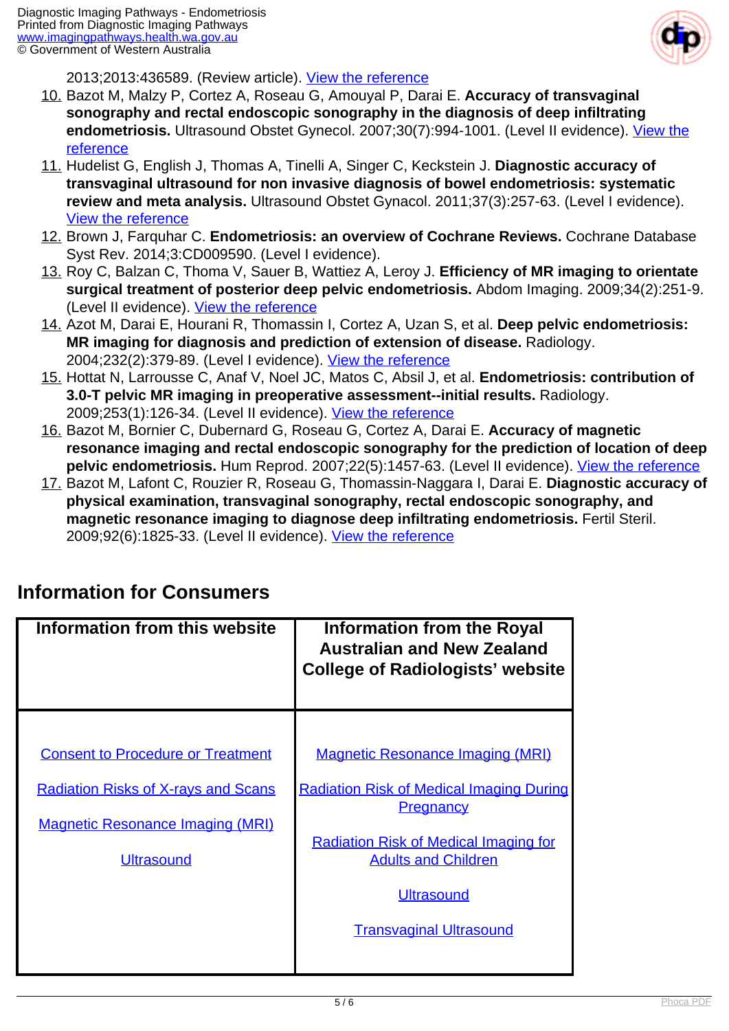2013;2013:436589. (Review article). View the reference

10. Bazot M, Malzy P, Cortez A, Roseau G, Amouyal P, Darai E. **Accuracy of transvaginal sonography and rectal endoscopic sonography in the diagnosis of deep infiltrating endometriosis.** Ultrasound Obstet Gynecol. 2007;30(7):994-1001. (Level II evidence). View the reference
11. Hudelist G, English J, Thomas A, Tinelli A, Singer C, Keckstein J. **Diagnostic accuracy of transvaginal ultrasound for non invasive diagnosis of bowel endometriosis: systematic review and meta analysis.** Ultrasound Obstet Gynacol. 2011;37(3):257-63. (Level I evidence). View the reference
12. Brown J, Farquhar C. **Endometriosis: an overview of Cochrane Reviews.** Cochrane Database Syst Rev. 2014;3:CD009590. (Level I evidence).
13. Roy C, Balzan C, Thoma V, Sauer B, Wattiez A, Leroy J. **Efficiency of MR imaging to orientate surgical treatment of posterior deep pelvic endometriosis.** Abdom Imaging. 2009;34(2):251-9. (Level II evidence). View the reference
14. Azot M, Darai E, Hourani R, Thomassin I, Cortez A, Uzan S, et al. **Deep pelvic endometriosis: MR imaging for diagnosis and prediction of extension of disease.** Radiology. 2004;232(2):379-89. (Level I evidence). View the reference
15. Hottat N, Larrousse C, Anaf V, Noel JC, Matos C, Absil J, et al. **Endometriosis: contribution of 3.0-T pelvic MR imaging in preoperative assessment--initial results.** Radiology. 2009;253(1):126-34. (Level II evidence). View the reference
16. Bazot M, Bornier C, Dubernard G, Roseau G, Cortez A, Darai E. **Accuracy of magnetic resonance imaging and rectal endoscopic sonography for the prediction of location of deep pelvic endometriosis.** Hum Reprod. 2007;22(5):1457-63. (Level II evidence). View the reference
17. Bazot M, Lafont C, Rouzier R, Roseau G, Thomassin-Naggara I, Darai E. **Diagnostic accuracy of physical examination, transvaginal sonography, rectal endoscopic sonography, and magnetic resonance imaging to diagnose deep infiltrating endometriosis.** Fertil Steril. 2009;92(6):1825-33. (Level II evidence). View the reference

## Information for Consumers

| Information from this website | Information from the Royal Australian and New Zealand College of Radiologists' website |
|---|---|
| Consent to Procedure or Treatment<br>Radiation Risks of X-rays and Scans<br>Magnetic Resonance Imaging (MRI)<br>Ultrasound | Magnetic Resonance Imaging (MRI)<br>Radiation Risk of Medical Imaging During Pregnancy<br>Radiation Risk of Medical Imaging for Adults and Children<br>Ultrasound<br>Transvaginal Ultrasound |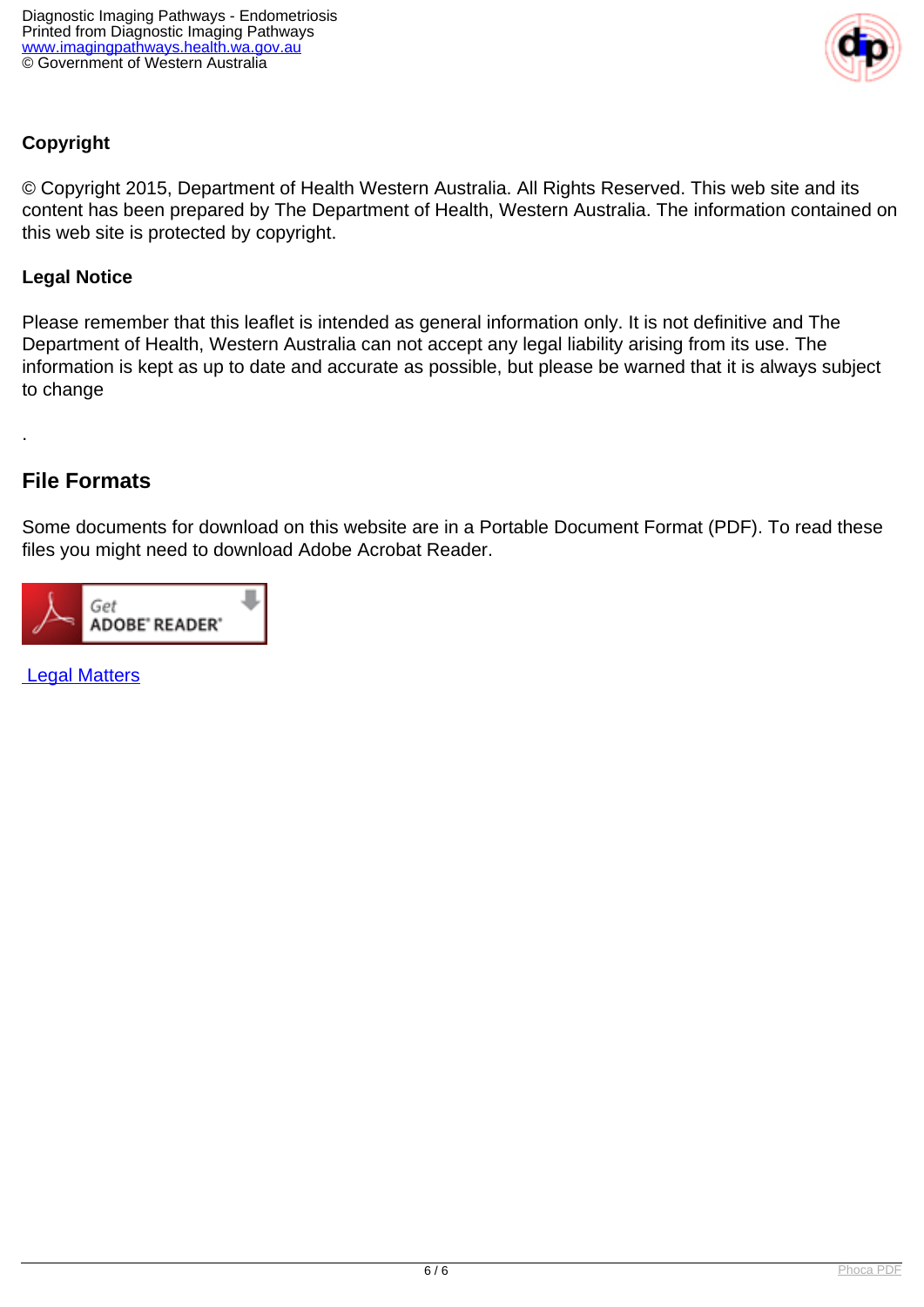**Copyright**

© Copyright 2015, Department of Health Western Australia. All Rights Reserved. This web site and its content has been prepared by The Department of Health, Western Australia. The information contained on this web site is protected by copyright.

**Legal Notice**

Please remember that this leaflet is intended as general information only. It is not definitive and The Department of Health, Western Australia can not accept any legal liability arising from its use. The information is kept as up to date and accurate as possible, but please be warned that it is always subject to change

.

## File Formats

Some documents for download on this website are in a Portable Document Format (PDF). To read these files you might need to download Adobe Acrobat Reader.

Get ADOBE® READER®

Legal Matters